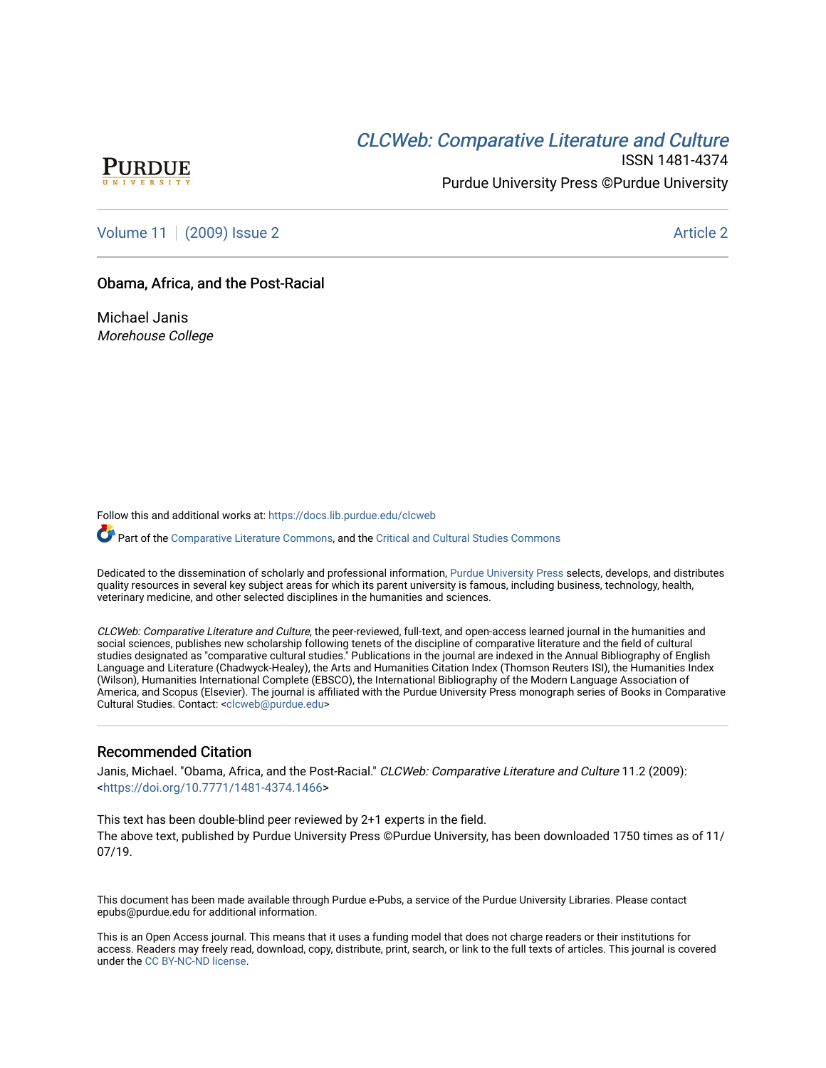PURDUE UNIVERSITY

*CLCWeb: Comparative Literature and Culture*

ISSN 1481-4374

Purdue University Press ©Purdue University

Volume 11 | (2009) Issue 2 Article 2

# Obama, Africa, and the Post-Racial

Michael Janis
*Morehouse College*

Follow this and additional works at: https://docs.lib.purdue.edu/clcweb

Part of the Comparative Literature Commons, and the Critical and Cultural Studies Commons

Dedicated to the dissemination of scholarly and professional information, Purdue University Press selects, develops, and distributes quality resources in several key subject areas for which its parent university is famous, including business, technology, health, veterinary medicine, and other selected disciplines in the humanities and sciences.

*CLCWeb: Comparative Literature and Culture*, the peer-reviewed, full-text, and open-access learned journal in the humanities and social sciences, publishes new scholarship following tenets of the discipline of comparative literature and the field of cultural studies designated as "comparative cultural studies." Publications in the journal are indexed in the Annual Bibliography of English Language and Literature (Chadwyck-Healey), the Arts and Humanities Citation Index (Thomson Reuters ISI), the Humanities Index (Wilson), Humanities International Complete (EBSCO), the International Bibliography of the Modern Language Association of America, and Scopus (Elsevier). The journal is affiliated with the Purdue University Press monograph series of Books in Comparative Cultural Studies. Contact: <clcweb@purdue.edu>

## Recommended Citation

Janis, Michael. "Obama, Africa, and the Post-Racial." *CLCWeb: Comparative Literature and Culture* 11.2 (2009): <https://doi.org/10.7771/1481-4374.1466>

This text has been double-blind peer reviewed by 2+1 experts in the field.
The above text, published by Purdue University Press ©Purdue University, has been downloaded 1750 times as of 11/07/19.

This document has been made available through Purdue e-Pubs, a service of the Purdue University Libraries. Please contact epubs@purdue.edu for additional information.

This is an Open Access journal. This means that it uses a funding model that does not charge readers or their institutions for access. Readers may freely read, download, copy, distribute, print, search, or link to the full texts of articles. This journal is covered under the CC BY-NC-ND license.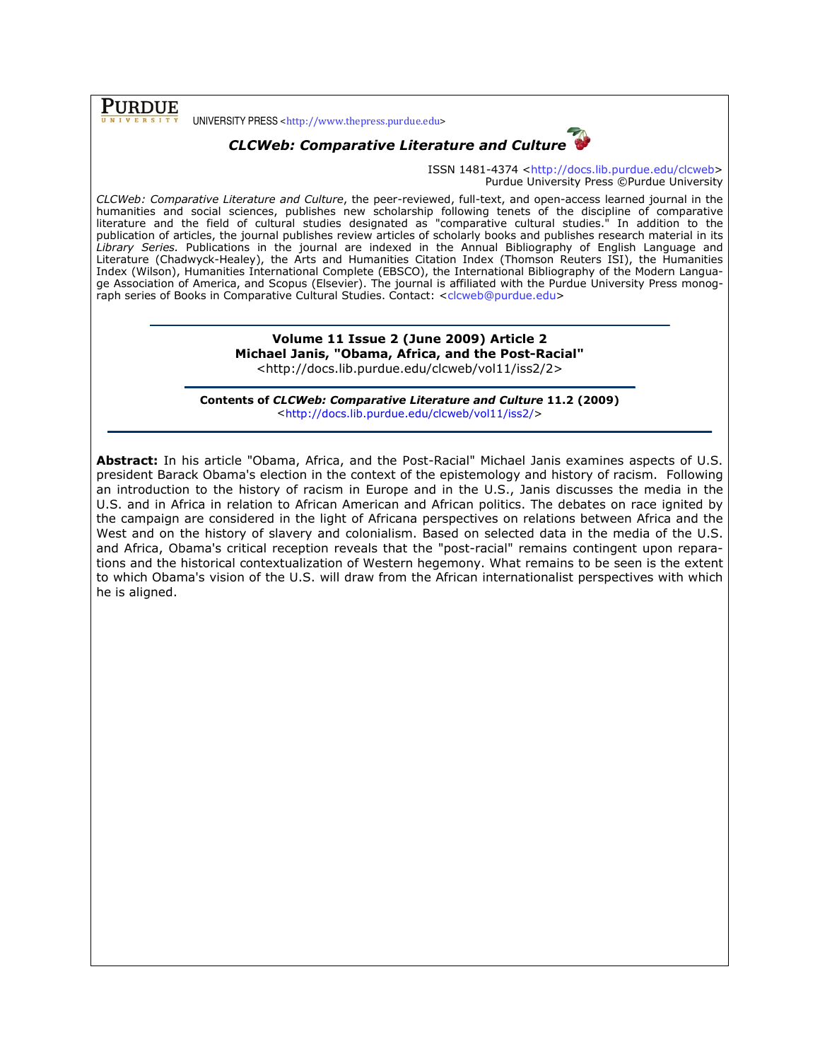**PURDUE** UNIVERSITY PRESS <http://www.thepress.purdue.edu>

***CLCWeb: Comparative Literature and Culture***

ISSN 1481-4374 <http://docs.lib.purdue.edu/clcweb>
Purdue University Press ©Purdue University

*CLCWeb: Comparative Literature and Culture*, the peer-reviewed, full-text, and open-access learned journal in the humanities and social sciences, publishes new scholarship following tenets of the discipline of comparative literature and the field of cultural studies designated as "comparative cultural studies." In addition to the publication of articles, the journal publishes review articles of scholarly books and publishes research material in its *Library Series*. Publications in the journal are indexed in the Annual Bibliography of English Language and Literature (Chadwyck-Healey), the Arts and Humanities Citation Index (Thomson Reuters ISI), the Humanities Index (Wilson), Humanities International Complete (EBSCO), the International Bibliography of the Modern Language Association of America, and Scopus (Elsevier). The journal is affiliated with the Purdue University Press monograph series of Books in Comparative Cultural Studies. Contact: <clcweb@purdue.edu>

---

**Volume 11 Issue 2 (June 2009) Article 2**
**Michael Janis, "Obama, Africa, and the Post-Racial"**
<http://docs.lib.purdue.edu/clcweb/vol11/iss2/2>

---

**Contents of *CLCWeb: Comparative Literature and Culture* 11.2 (2009)**
<http://docs.lib.purdue.edu/clcweb/vol11/iss2/>

---

**Abstract:** In his article "Obama, Africa, and the Post-Racial" Michael Janis examines aspects of U.S. president Barack Obama's election in the context of the epistemology and history of racism. Following an introduction to the history of racism in Europe and in the U.S., Janis discusses the media in the U.S. and in Africa in relation to African American and African politics. The debates on race ignited by the campaign are considered in the light of Africana perspectives on relations between Africa and the West and on the history of slavery and colonialism. Based on selected data in the media of the U.S. and Africa, Obama's critical reception reveals that the "post-racial" remains contingent upon reparations and the historical contextualization of Western hegemony. What remains to be seen is the extent to which Obama's vision of the U.S. will draw from the African internationalist perspectives with which he is aligned.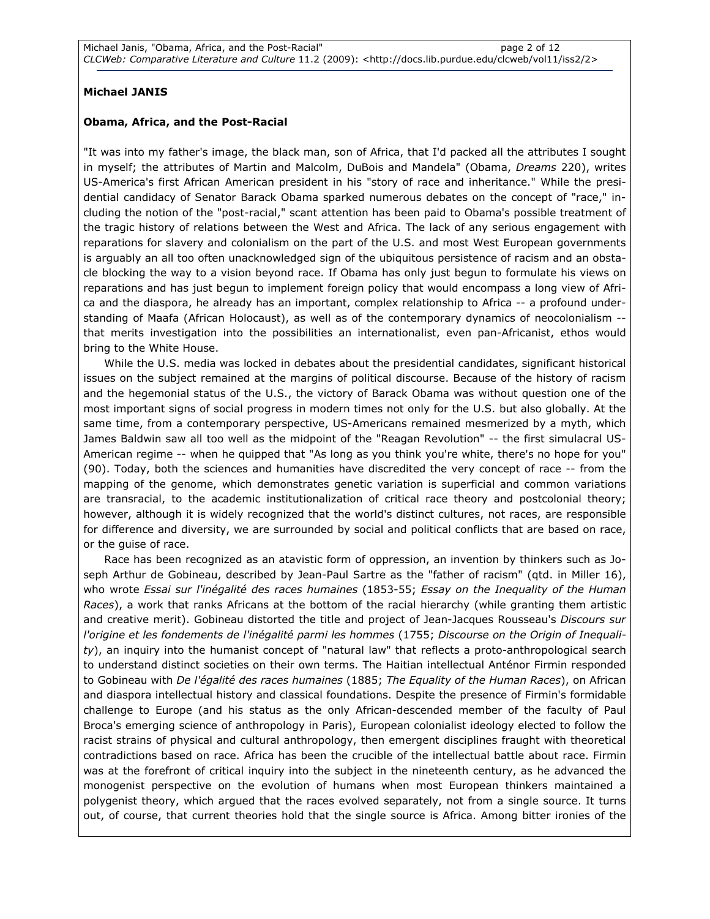**Michael JANIS**

**Obama, Africa, and the Post-Racial**

"It was into my father's image, the black man, son of Africa, that I'd packed all the attributes I sought in myself; the attributes of Martin and Malcolm, DuBois and Mandela" (Obama, *Dreams* 220), writes US-America's first African American president in his "story of race and inheritance." While the presidential candidacy of Senator Barack Obama sparked numerous debates on the concept of "race," including the notion of the "post-racial," scant attention has been paid to Obama's possible treatment of the tragic history of relations between the West and Africa. The lack of any serious engagement with reparations for slavery and colonialism on the part of the U.S. and most West European governments is arguably an all too often unacknowledged sign of the ubiquitous persistence of racism and an obstacle blocking the way to a vision beyond race. If Obama has only just begun to formulate his views on reparations and has just begun to implement foreign policy that would encompass a long view of Africa and the diaspora, he already has an important, complex relationship to Africa -- a profound understanding of Maafa (African Holocaust), as well as of the contemporary dynamics of neocolonialism -- that merits investigation into the possibilities an internationalist, even pan-Africanist, ethos would bring to the White House.

While the U.S. media was locked in debates about the presidential candidates, significant historical issues on the subject remained at the margins of political discourse. Because of the history of racism and the hegemonial status of the U.S., the victory of Barack Obama was without question one of the most important signs of social progress in modern times not only for the U.S. but also globally. At the same time, from a contemporary perspective, US-Americans remained mesmerized by a myth, which James Baldwin saw all too well as the midpoint of the "Reagan Revolution" -- the first simulacral US-American regime -- when he quipped that "As long as you think you're white, there's no hope for you" (90). Today, both the sciences and humanities have discredited the very concept of race -- from the mapping of the genome, which demonstrates genetic variation is superficial and common variations are transracial, to the academic institutionalization of critical race theory and postcolonial theory; however, although it is widely recognized that the world's distinct cultures, not races, are responsible for difference and diversity, we are surrounded by social and political conflicts that are based on race, or the guise of race.

Race has been recognized as an atavistic form of oppression, an invention by thinkers such as Joseph Arthur de Gobineau, described by Jean-Paul Sartre as the "father of racism" (qtd. in Miller 16), who wrote *Essai sur l'inégalité des races humaines* (1853-55; *Essay on the Inequality of the Human Races*), a work that ranks Africans at the bottom of the racial hierarchy (while granting them artistic and creative merit). Gobineau distorted the title and project of Jean-Jacques Rousseau's *Discours sur l'origine et les fondements de l'inégalité parmi les hommes* (1755; *Discourse on the Origin of Inequality*), an inquiry into the humanist concept of "natural law" that reflects a proto-anthropological search to understand distinct societies on their own terms. The Haitian intellectual Anténor Firmin responded to Gobineau with *De l'égalité des races humaines* (1885; *The Equality of the Human Races*), on African and diaspora intellectual history and classical foundations. Despite the presence of Firmin's formidable challenge to Europe (and his status as the only African-descended member of the faculty of Paul Broca's emerging science of anthropology in Paris), European colonialist ideology elected to follow the racist strains of physical and cultural anthropology, then emergent disciplines fraught with theoretical contradictions based on race. Africa has been the crucible of the intellectual battle about race. Firmin was at the forefront of critical inquiry into the subject in the nineteenth century, as he advanced the monogenist perspective on the evolution of humans when most European thinkers maintained a polygenist theory, which argued that the races evolved separately, not from a single source. It turns out, of course, that current theories hold that the single source is Africa. Among bitter ironies of the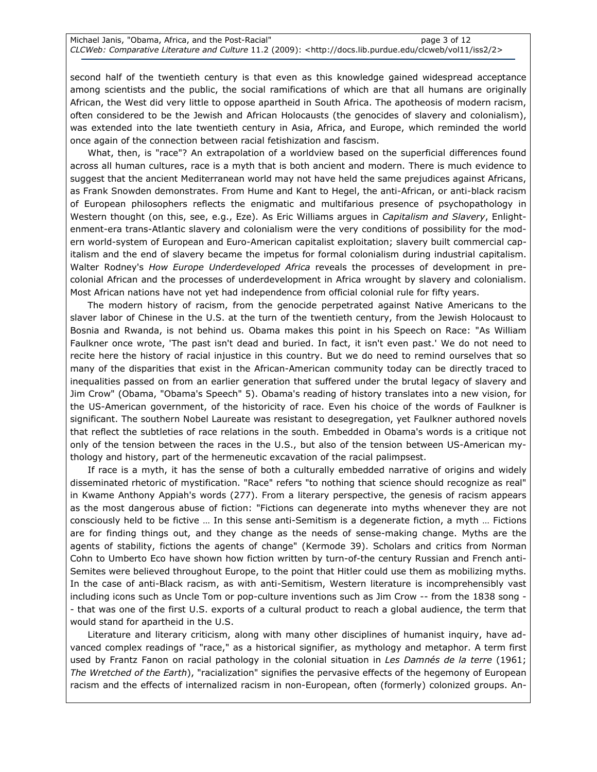second half of the twentieth century is that even as this knowledge gained widespread acceptance among scientists and the public, the social ramifications of which are that all humans are originally African, the West did very little to oppose apartheid in South Africa. The apotheosis of modern racism, often considered to be the Jewish and African Holocausts (the genocides of slavery and colonialism), was extended into the late twentieth century in Asia, Africa, and Europe, which reminded the world once again of the connection between racial fetishization and fascism.

What, then, is "race"? An extrapolation of a worldview based on the superficial differences found across all human cultures, race is a myth that is both ancient and modern. There is much evidence to suggest that the ancient Mediterranean world may not have held the same prejudices against Africans, as Frank Snowden demonstrates. From Hume and Kant to Hegel, the anti-African, or anti-black racism of European philosophers reflects the enigmatic and multifarious presence of psychopathology in Western thought (on this, see, e.g., Eze). As Eric Williams argues in *Capitalism and Slavery*, Enlightenment-era trans-Atlantic slavery and colonialism were the very conditions of possibility for the modern world-system of European and Euro-American capitalist exploitation; slavery built commercial capitalism and the end of slavery became the impetus for formal colonialism during industrial capitalism. Walter Rodney's *How Europe Underdeveloped Africa* reveals the processes of development in precolonial African and the processes of underdevelopment in Africa wrought by slavery and colonialism. Most African nations have not yet had independence from official colonial rule for fifty years.

The modern history of racism, from the genocide perpetrated against Native Americans to the slaver labor of Chinese in the U.S. at the turn of the twentieth century, from the Jewish Holocaust to Bosnia and Rwanda, is not behind us. Obama makes this point in his Speech on Race: "As William Faulkner once wrote, 'The past isn't dead and buried. In fact, it isn't even past.' We do not need to recite here the history of racial injustice in this country. But we do need to remind ourselves that so many of the disparities that exist in the African-American community today can be directly traced to inequalities passed on from an earlier generation that suffered under the brutal legacy of slavery and Jim Crow" (Obama, "Obama's Speech" 5). Obama's reading of history translates into a new vision, for the US-American government, of the historicity of race. Even his choice of the words of Faulkner is significant. The southern Nobel Laureate was resistant to desegregation, yet Faulkner authored novels that reflect the subtleties of race relations in the south. Embedded in Obama's words is a critique not only of the tension between the races in the U.S., but also of the tension between US-American mythology and history, part of the hermeneutic excavation of the racial palimpsest.

If race is a myth, it has the sense of both a culturally embedded narrative of origins and widely disseminated rhetoric of mystification. "Race" refers "to nothing that science should recognize as real" in Kwame Anthony Appiah's words (277). From a literary perspective, the genesis of racism appears as the most dangerous abuse of fiction: "Fictions can degenerate into myths whenever they are not consciously held to be fictive … In this sense anti-Semitism is a degenerate fiction, a myth … Fictions are for finding things out, and they change as the needs of sense-making change. Myths are the agents of stability, fictions the agents of change" (Kermode 39). Scholars and critics from Norman Cohn to Umberto Eco have shown how fiction written by turn-of-the century Russian and French anti-Semites were believed throughout Europe, to the point that Hitler could use them as mobilizing myths. In the case of anti-Black racism, as with anti-Semitism, Western literature is incomprehensibly vast including icons such as Uncle Tom or pop-culture inventions such as Jim Crow -- from the 1838 song -- that was one of the first U.S. exports of a cultural product to reach a global audience, the term that would stand for apartheid in the U.S.

Literature and literary criticism, along with many other disciplines of humanist inquiry, have advanced complex readings of "race," as a historical signifier, as mythology and metaphor. A term first used by Frantz Fanon on racial pathology in the colonial situation in *Les Damnés de la terre* (1961; *The Wretched of the Earth*), "racialization" signifies the pervasive effects of the hegemony of European racism and the effects of internalized racism in non-European, often (formerly) colonized groups. An-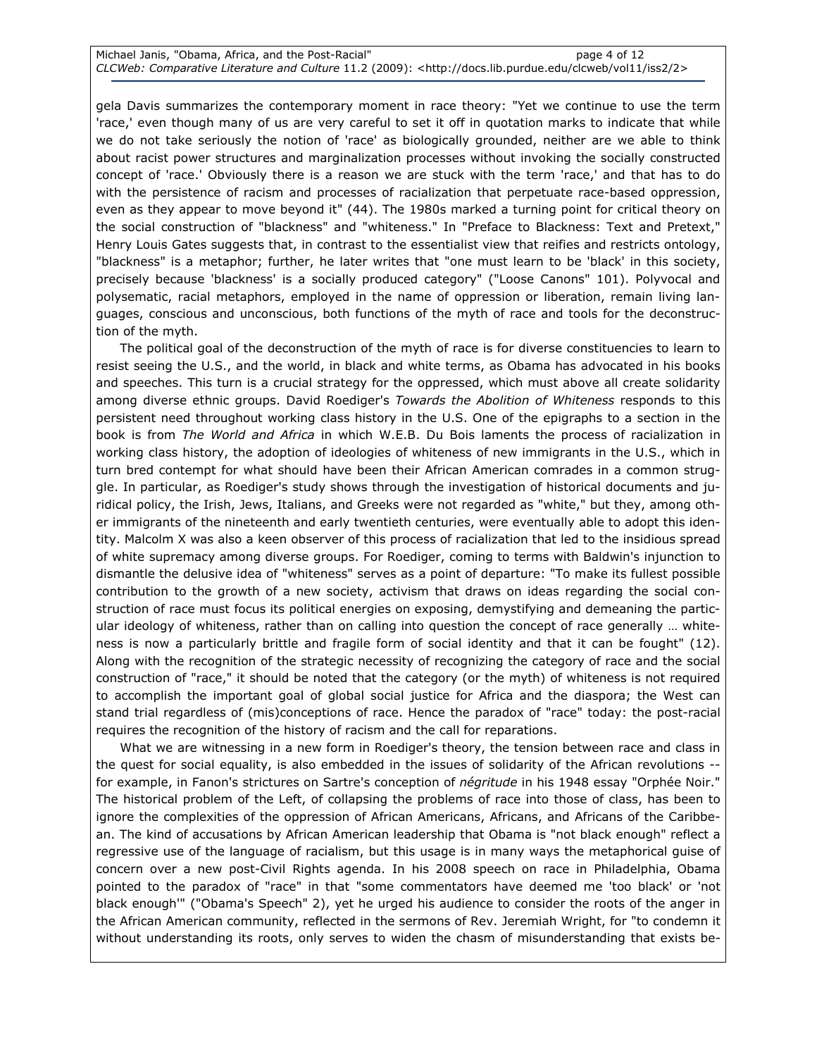gela Davis summarizes the contemporary moment in race theory: "Yet we continue to use the term 'race,' even though many of us are very careful to set it off in quotation marks to indicate that while we do not take seriously the notion of 'race' as biologically grounded, neither are we able to think about racist power structures and marginalization processes without invoking the socially constructed concept of 'race.' Obviously there is a reason we are stuck with the term 'race,' and that has to do with the persistence of racism and processes of racialization that perpetuate race-based oppression, even as they appear to move beyond it" (44). The 1980s marked a turning point for critical theory on the social construction of "blackness" and "whiteness." In "Preface to Blackness: Text and Pretext," Henry Louis Gates suggests that, in contrast to the essentialist view that reifies and restricts ontology, "blackness" is a metaphor; further, he later writes that "one must learn to be 'black' in this society, precisely because 'blackness' is a socially produced category" ("Loose Canons" 101). Polyvocal and polysematic, racial metaphors, employed in the name of oppression or liberation, remain living languages, conscious and unconscious, both functions of the myth of race and tools for the deconstruction of the myth.

The political goal of the deconstruction of the myth of race is for diverse constituencies to learn to resist seeing the U.S., and the world, in black and white terms, as Obama has advocated in his books and speeches. This turn is a crucial strategy for the oppressed, which must above all create solidarity among diverse ethnic groups. David Roediger's *Towards the Abolition of Whiteness* responds to this persistent need throughout working class history in the U.S. One of the epigraphs to a section in the book is from *The World and Africa* in which W.E.B. Du Bois laments the process of racialization in working class history, the adoption of ideologies of whiteness of new immigrants in the U.S., which in turn bred contempt for what should have been their African American comrades in a common struggle. In particular, as Roediger's study shows through the investigation of historical documents and juridical policy, the Irish, Jews, Italians, and Greeks were not regarded as "white," but they, among other immigrants of the nineteenth and early twentieth centuries, were eventually able to adopt this identity. Malcolm X was also a keen observer of this process of racialization that led to the insidious spread of white supremacy among diverse groups. For Roediger, coming to terms with Baldwin's injunction to dismantle the delusive idea of "whiteness" serves as a point of departure: "To make its fullest possible contribution to the growth of a new society, activism that draws on ideas regarding the social construction of race must focus its political energies on exposing, demystifying and demeaning the particular ideology of whiteness, rather than on calling into question the concept of race generally … whiteness is now a particularly brittle and fragile form of social identity and that it can be fought" (12). Along with the recognition of the strategic necessity of recognizing the category of race and the social construction of "race," it should be noted that the category (or the myth) of whiteness is not required to accomplish the important goal of global social justice for Africa and the diaspora; the West can stand trial regardless of (mis)conceptions of race. Hence the paradox of "race" today: the post-racial requires the recognition of the history of racism and the call for reparations.

What we are witnessing in a new form in Roediger's theory, the tension between race and class in the quest for social equality, is also embedded in the issues of solidarity of the African revolutions -- for example, in Fanon's strictures on Sartre's conception of *négritude* in his 1948 essay "Orphée Noir." The historical problem of the Left, of collapsing the problems of race into those of class, has been to ignore the complexities of the oppression of African Americans, Africans, and Africans of the Caribbean. The kind of accusations by African American leadership that Obama is "not black enough" reflect a regressive use of the language of racialism, but this usage is in many ways the metaphorical guise of concern over a new post-Civil Rights agenda. In his 2008 speech on race in Philadelphia, Obama pointed to the paradox of "race" in that "some commentators have deemed me 'too black' or 'not black enough'" ("Obama's Speech" 2), yet he urged his audience to consider the roots of the anger in the African American community, reflected in the sermons of Rev. Jeremiah Wright, for "to condemn it without understanding its roots, only serves to widen the chasm of misunderstanding that exists be-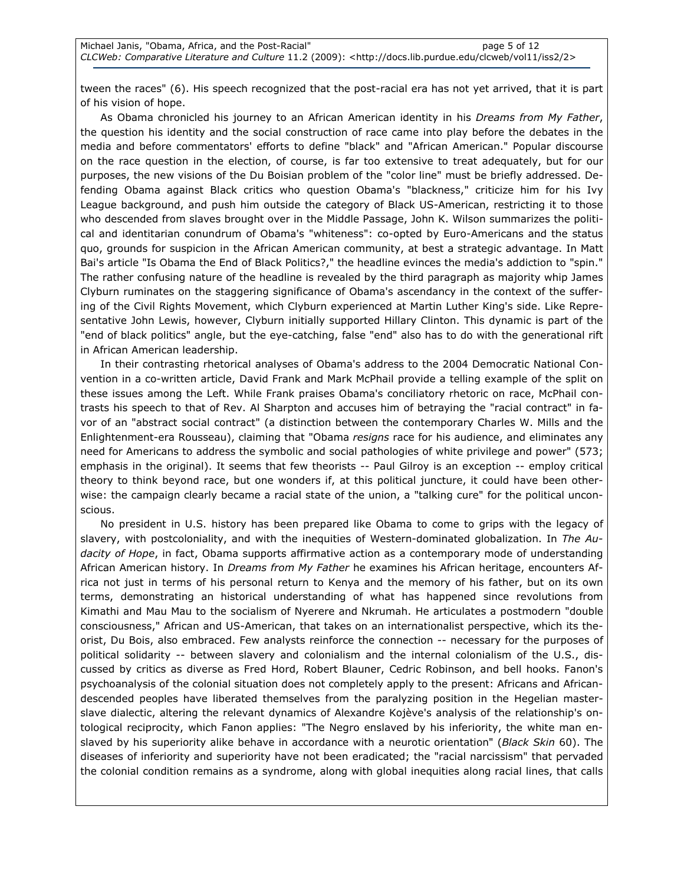tween the races" (6). His speech recognized that the post-racial era has not yet arrived, that it is part of his vision of hope.

As Obama chronicled his journey to an African American identity in his *Dreams from My Father*, the question his identity and the social construction of race came into play before the debates in the media and before commentators' efforts to define "black" and "African American." Popular discourse on the race question in the election, of course, is far too extensive to treat adequately, but for our purposes, the new visions of the Du Boisian problem of the "color line" must be briefly addressed. Defending Obama against Black critics who question Obama's "blackness," criticize him for his Ivy League background, and push him outside the category of Black US-American, restricting it to those who descended from slaves brought over in the Middle Passage, John K. Wilson summarizes the political and identitarian conundrum of Obama's "whiteness": co-opted by Euro-Americans and the status quo, grounds for suspicion in the African American community, at best a strategic advantage. In Matt Bai's article "Is Obama the End of Black Politics?," the headline evinces the media's addiction to "spin." The rather confusing nature of the headline is revealed by the third paragraph as majority whip James Clyburn ruminates on the staggering significance of Obama's ascendancy in the context of the suffering of the Civil Rights Movement, which Clyburn experienced at Martin Luther King's side. Like Representative John Lewis, however, Clyburn initially supported Hillary Clinton. This dynamic is part of the "end of black politics" angle, but the eye-catching, false "end" also has to do with the generational rift in African American leadership.

In their contrasting rhetorical analyses of Obama's address to the 2004 Democratic National Convention in a co-written article, David Frank and Mark McPhail provide a telling example of the split on these issues among the Left. While Frank praises Obama's conciliatory rhetoric on race, McPhail contrasts his speech to that of Rev. Al Sharpton and accuses him of betraying the "racial contract" in favor of an "abstract social contract" (a distinction between the contemporary Charles W. Mills and the Enlightenment-era Rousseau), claiming that "Obama *resigns* race for his audience, and eliminates any need for Americans to address the symbolic and social pathologies of white privilege and power" (573; emphasis in the original). It seems that few theorists -- Paul Gilroy is an exception -- employ critical theory to think beyond race, but one wonders if, at this political juncture, it could have been otherwise: the campaign clearly became a racial state of the union, a "talking cure" for the political unconscious.

No president in U.S. history has been prepared like Obama to come to grips with the legacy of slavery, with postcoloniality, and with the inequities of Western-dominated globalization. In *The Audacity of Hope*, in fact, Obama supports affirmative action as a contemporary mode of understanding African American history. In *Dreams from My Father* he examines his African heritage, encounters Africa not just in terms of his personal return to Kenya and the memory of his father, but on its own terms, demonstrating an historical understanding of what has happened since revolutions from Kimathi and Mau Mau to the socialism of Nyerere and Nkrumah. He articulates a postmodern "double consciousness," African and US-American, that takes on an internationalist perspective, which its theorist, Du Bois, also embraced. Few analysts reinforce the connection -- necessary for the purposes of political solidarity -- between slavery and colonialism and the internal colonialism of the U.S., discussed by critics as diverse as Fred Hord, Robert Blauner, Cedric Robinson, and bell hooks. Fanon's psychoanalysis of the colonial situation does not completely apply to the present: Africans and African-descended peoples have liberated themselves from the paralyzing position in the Hegelian master-slave dialectic, altering the relevant dynamics of Alexandre Kojève's analysis of the relationship's ontological reciprocity, which Fanon applies: "The Negro enslaved by his inferiority, the white man enslaved by his superiority alike behave in accordance with a neurotic orientation" (*Black Skin* 60). The diseases of inferiority and superiority have not been eradicated; the "racial narcissism" that pervaded the colonial condition remains as a syndrome, along with global inequities along racial lines, that calls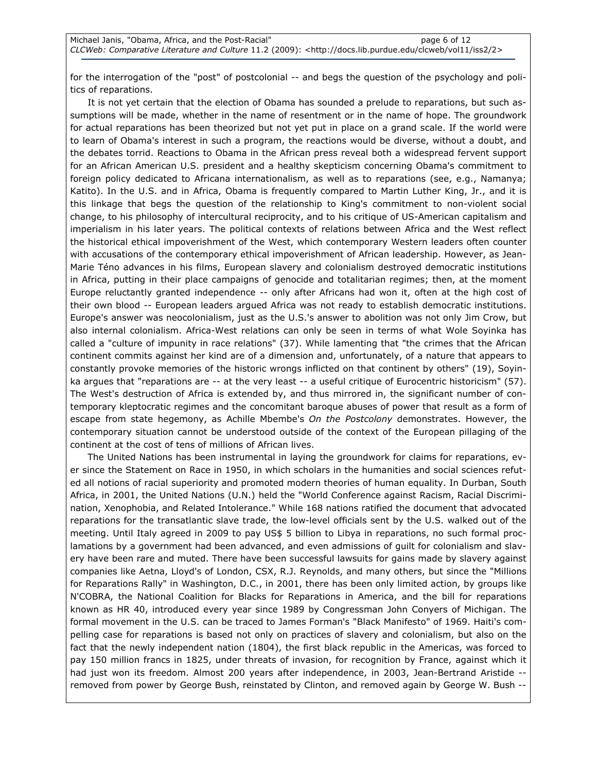for the interrogation of the "post" of postcolonial -- and begs the question of the psychology and politics of reparations.

It is not yet certain that the election of Obama has sounded a prelude to reparations, but such assumptions will be made, whether in the name of resentment or in the name of hope. The groundwork for actual reparations has been theorized but not yet put in place on a grand scale. If the world were to learn of Obama's interest in such a program, the reactions would be diverse, without a doubt, and the debates torrid. Reactions to Obama in the African press reveal both a widespread fervent support for an African American U.S. president and a healthy skepticism concerning Obama's commitment to foreign policy dedicated to Africana internationalism, as well as to reparations (see, e.g., Namanya; Katito). In the U.S. and in Africa, Obama is frequently compared to Martin Luther King, Jr., and it is this linkage that begs the question of the relationship to King's commitment to non-violent social change, to his philosophy of intercultural reciprocity, and to his critique of US-American capitalism and imperialism in his later years. The political contexts of relations between Africa and the West reflect the historical ethical impoverishment of the West, which contemporary Western leaders often counter with accusations of the contemporary ethical impoverishment of African leadership. However, as Jean-Marie Téno advances in his films, European slavery and colonialism destroyed democratic institutions in Africa, putting in their place campaigns of genocide and totalitarian regimes; then, at the moment Europe reluctantly granted independence -- only after Africans had won it, often at the high cost of their own blood -- European leaders argued Africa was not ready to establish democratic institutions. Europe's answer was neocolonialism, just as the U.S.'s answer to abolition was not only Jim Crow, but also internal colonialism. Africa-West relations can only be seen in terms of what Wole Soyinka has called a "culture of impunity in race relations" (37). While lamenting that "the crimes that the African continent commits against her kind are of a dimension and, unfortunately, of a nature that appears to constantly provoke memories of the historic wrongs inflicted on that continent by others" (19), Soyinka argues that "reparations are -- at the very least -- a useful critique of Eurocentric historicism" (57). The West's destruction of Africa is extended by, and thus mirrored in, the significant number of contemporary kleptocratic regimes and the concomitant baroque abuses of power that result as a form of escape from state hegemony, as Achille Mbembe's *On the Postcolony* demonstrates. However, the contemporary situation cannot be understood outside of the context of the European pillaging of the continent at the cost of tens of millions of African lives.

The United Nations has been instrumental in laying the groundwork for claims for reparations, ever since the Statement on Race in 1950, in which scholars in the humanities and social sciences refuted all notions of racial superiority and promoted modern theories of human equality. In Durban, South Africa, in 2001, the United Nations (U.N.) held the "World Conference against Racism, Racial Discrimination, Xenophobia, and Related Intolerance." While 168 nations ratified the document that advocated reparations for the transatlantic slave trade, the low-level officials sent by the U.S. walked out of the meeting. Until Italy agreed in 2009 to pay US$ 5 billion to Libya in reparations, no such formal proclamations by a government had been advanced, and even admissions of guilt for colonialism and slavery have been rare and muted. There have been successful lawsuits for gains made by slavery against companies like Aetna, Lloyd's of London, CSX, R.J. Reynolds, and many others, but since the "Millions for Reparations Rally" in Washington, D.C., in 2001, there has been only limited action, by groups like N'COBRA, the National Coalition for Blacks for Reparations in America, and the bill for reparations known as HR 40, introduced every year since 1989 by Congressman John Conyers of Michigan. The formal movement in the U.S. can be traced to James Forman's "Black Manifesto" of 1969. Haiti's compelling case for reparations is based not only on practices of slavery and colonialism, but also on the fact that the newly independent nation (1804), the first black republic in the Americas, was forced to pay 150 million francs in 1825, under threats of invasion, for recognition by France, against which it had just won its freedom. Almost 200 years after independence, in 2003, Jean-Bertrand Aristide -- removed from power by George Bush, reinstated by Clinton, and removed again by George W. Bush --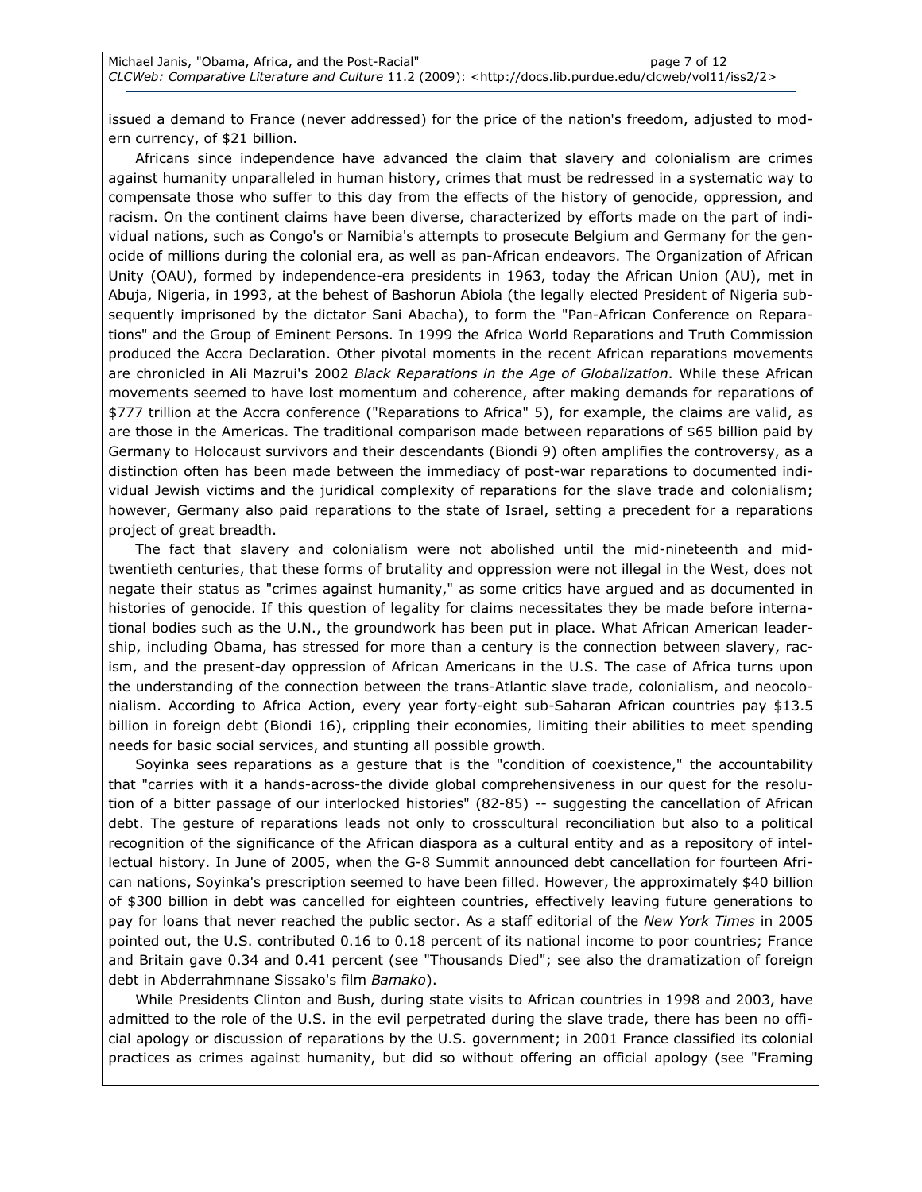issued a demand to France (never addressed) for the price of the nation's freedom, adjusted to modern currency, of $21 billion.

Africans since independence have advanced the claim that slavery and colonialism are crimes against humanity unparalleled in human history, crimes that must be redressed in a systematic way to compensate those who suffer to this day from the effects of the history of genocide, oppression, and racism. On the continent claims have been diverse, characterized by efforts made on the part of individual nations, such as Congo's or Namibia's attempts to prosecute Belgium and Germany for the genocide of millions during the colonial era, as well as pan-African endeavors. The Organization of African Unity (OAU), formed by independence-era presidents in 1963, today the African Union (AU), met in Abuja, Nigeria, in 1993, at the behest of Bashorun Abiola (the legally elected President of Nigeria subsequently imprisoned by the dictator Sani Abacha), to form the "Pan-African Conference on Reparations" and the Group of Eminent Persons. In 1999 the Africa World Reparations and Truth Commission produced the Accra Declaration. Other pivotal moments in the recent African reparations movements are chronicled in Ali Mazrui's 2002 *Black Reparations in the Age of Globalization*. While these African movements seemed to have lost momentum and coherence, after making demands for reparations of $777 trillion at the Accra conference ("Reparations to Africa" 5), for example, the claims are valid, as are those in the Americas. The traditional comparison made between reparations of $65 billion paid by Germany to Holocaust survivors and their descendants (Biondi 9) often amplifies the controversy, as a distinction often has been made between the immediacy of post-war reparations to documented individual Jewish victims and the juridical complexity of reparations for the slave trade and colonialism; however, Germany also paid reparations to the state of Israel, setting a precedent for a reparations project of great breadth.

The fact that slavery and colonialism were not abolished until the mid-nineteenth and mid-twentieth centuries, that these forms of brutality and oppression were not illegal in the West, does not negate their status as "crimes against humanity," as some critics have argued and as documented in histories of genocide. If this question of legality for claims necessitates they be made before international bodies such as the U.N., the groundwork has been put in place. What African American leadership, including Obama, has stressed for more than a century is the connection between slavery, racism, and the present-day oppression of African Americans in the U.S. The case of Africa turns upon the understanding of the connection between the trans-Atlantic slave trade, colonialism, and neocolonialism. According to Africa Action, every year forty-eight sub-Saharan African countries pay $13.5 billion in foreign debt (Biondi 16), crippling their economies, limiting their abilities to meet spending needs for basic social services, and stunting all possible growth.

Soyinka sees reparations as a gesture that is the "condition of coexistence," the accountability that "carries with it a hands-across-the divide global comprehensiveness in our quest for the resolution of a bitter passage of our interlocked histories" (82-85) -- suggesting the cancellation of African debt. The gesture of reparations leads not only to crosscultural reconciliation but also to a political recognition of the significance of the African diaspora as a cultural entity and as a repository of intellectual history. In June of 2005, when the G-8 Summit announced debt cancellation for fourteen African nations, Soyinka's prescription seemed to have been filled. However, the approximately $40 billion of $300 billion in debt was cancelled for eighteen countries, effectively leaving future generations to pay for loans that never reached the public sector. As a staff editorial of the *New York Times* in 2005 pointed out, the U.S. contributed 0.16 to 0.18 percent of its national income to poor countries; France and Britain gave 0.34 and 0.41 percent (see "Thousands Died"; see also the dramatization of foreign debt in Abderrahmnane Sissako's film *Bamako*).

While Presidents Clinton and Bush, during state visits to African countries in 1998 and 2003, have admitted to the role of the U.S. in the evil perpetrated during the slave trade, there has been no official apology or discussion of reparations by the U.S. government; in 2001 France classified its colonial practices as crimes against humanity, but did so without offering an official apology (see "Framing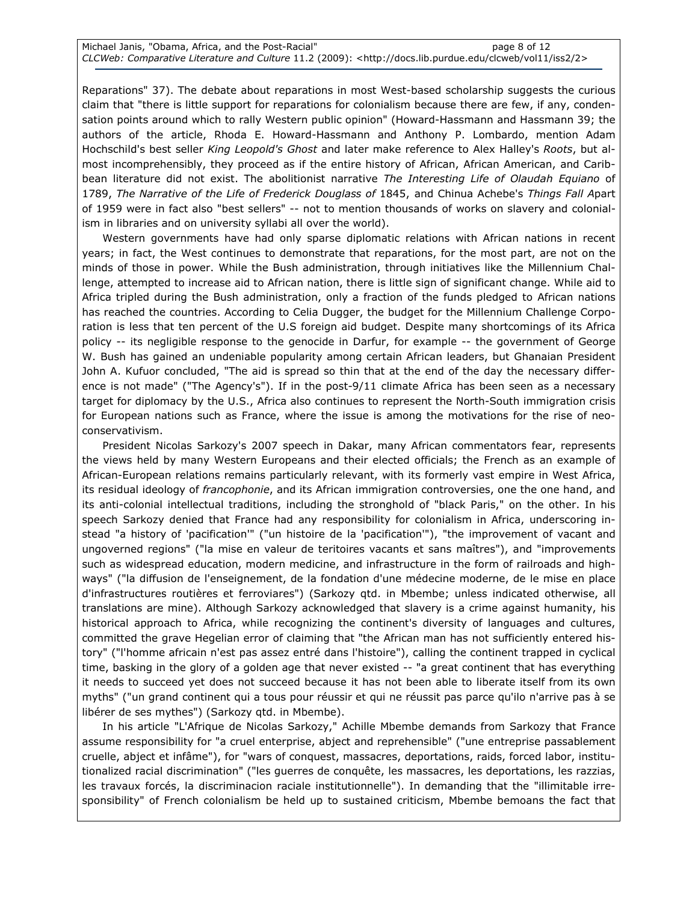Reparations" 37). The debate about reparations in most West-based scholarship suggests the curious claim that "there is little support for reparations for colonialism because there are few, if any, condensation points around which to rally Western public opinion" (Howard-Hassmann and Hassmann 39; the authors of the article, Rhoda E. Howard-Hassmann and Anthony P. Lombardo, mention Adam Hochschild's best seller *King Leopold's Ghost* and later make reference to Alex Halley's *Roots*, but almost incomprehensibly, they proceed as if the entire history of African, African American, and Caribbean literature did not exist. The abolitionist narrative *The Interesting Life of Olaudah Equiano* of 1789, *The Narrative of the Life of Frederick Douglass of* 1845, and Chinua Achebe's *Things Fall A*part of 1959 were in fact also "best sellers" -- not to mention thousands of works on slavery and colonialism in libraries and on university syllabi all over the world).

Western governments have had only sparse diplomatic relations with African nations in recent years; in fact, the West continues to demonstrate that reparations, for the most part, are not on the minds of those in power. While the Bush administration, through initiatives like the Millennium Challenge, attempted to increase aid to African nation, there is little sign of significant change. While aid to Africa tripled during the Bush administration, only a fraction of the funds pledged to African nations has reached the countries. According to Celia Dugger, the budget for the Millennium Challenge Corporation is less that ten percent of the U.S foreign aid budget. Despite many shortcomings of its Africa policy -- its negligible response to the genocide in Darfur, for example -- the government of George W. Bush has gained an undeniable popularity among certain African leaders, but Ghanaian President John A. Kufuor concluded, "The aid is spread so thin that at the end of the day the necessary difference is not made" ("The Agency's"). If in the post-9/11 climate Africa has been seen as a necessary target for diplomacy by the U.S., Africa also continues to represent the North-South immigration crisis for European nations such as France, where the issue is among the motivations for the rise of neo-conservativism.

President Nicolas Sarkozy's 2007 speech in Dakar, many African commentators fear, represents the views held by many Western Europeans and their elected officials; the French as an example of African-European relations remains particularly relevant, with its formerly vast empire in West Africa, its residual ideology of *francophonie*, and its African immigration controversies, one the one hand, and its anti-colonial intellectual traditions, including the stronghold of "black Paris," on the other. In his speech Sarkozy denied that France had any responsibility for colonialism in Africa, underscoring instead "a history of 'pacification'" ("un histoire de la 'pacification'"), "the improvement of vacant and ungoverned regions" ("la mise en valeur de teritoires vacants et sans maîtres"), and "improvements such as widespread education, modern medicine, and infrastructure in the form of railroads and highways" ("la diffusion de l'enseignement, de la fondation d'une médecine moderne, de le mise en place d'infrastructures routières et ferroviares") (Sarkozy qtd. in Mbembe; unless indicated otherwise, all translations are mine). Although Sarkozy acknowledged that slavery is a crime against humanity, his historical approach to Africa, while recognizing the continent's diversity of languages and cultures, committed the grave Hegelian error of claiming that "the African man has not sufficiently entered history" ("l'homme africain n'est pas assez entré dans l'histoire"), calling the continent trapped in cyclical time, basking in the glory of a golden age that never existed -- "a great continent that has everything it needs to succeed yet does not succeed because it has not been able to liberate itself from its own myths" ("un grand continent qui a tous pour réussir et qui ne réussit pas parce qu'ilo n'arrive pas à se libérer de ses mythes") (Sarkozy qtd. in Mbembe).

In his article "L'Afrique de Nicolas Sarkozy," Achille Mbembe demands from Sarkozy that France assume responsibility for "a cruel enterprise, abject and reprehensible" ("une entreprise passablement cruelle, abject et infâme"), for "wars of conquest, massacres, deportations, raids, forced labor, institutionalized racial discrimination" ("les guerres de conquête, les massacres, les deportations, les razzias, les travaux forcés, la discriminacion raciale institutionnelle"). In demanding that the "illimitable irresponsibility" of French colonialism be held up to sustained criticism, Mbembe bemoans the fact that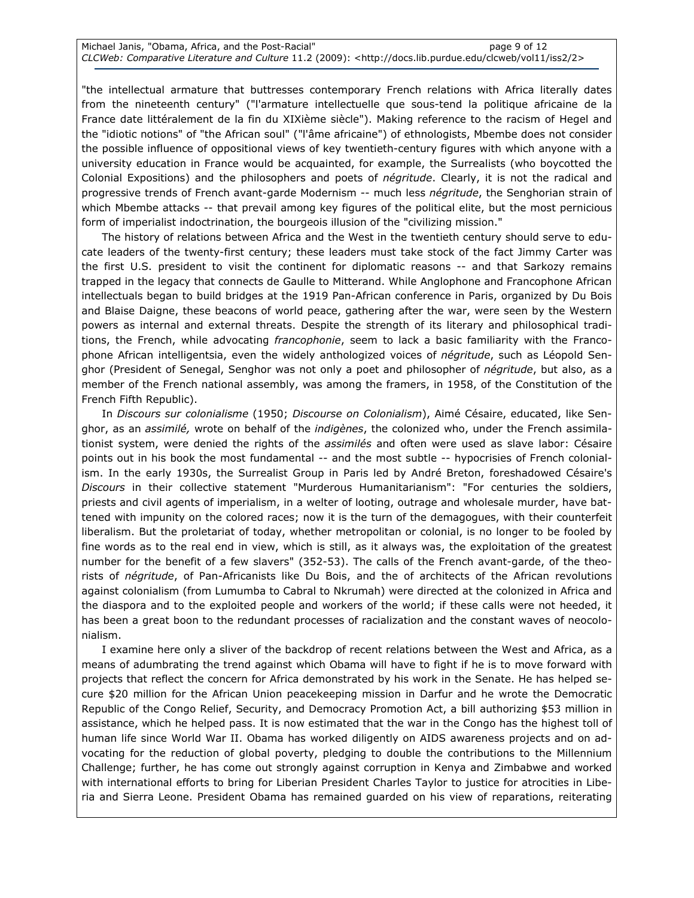"the intellectual armature that buttresses contemporary French relations with Africa literally dates from the nineteenth century" ("l'armature intellectuelle que sous-tend la politique africaine de la France date littéralement de la fin du XIXième siècle"). Making reference to the racism of Hegel and the "idiotic notions" of "the African soul" ("l'âme africaine") of ethnologists, Mbembe does not consider the possible influence of oppositional views of key twentieth-century figures with which anyone with a university education in France would be acquainted, for example, the Surrealists (who boycotted the Colonial Expositions) and the philosophers and poets of *négritude*. Clearly, it is not the radical and progressive trends of French avant-garde Modernism -- much less *négritude*, the Senghorian strain of which Mbembe attacks -- that prevail among key figures of the political elite, but the most pernicious form of imperialist indoctrination, the bourgeois illusion of the "civilizing mission."

The history of relations between Africa and the West in the twentieth century should serve to educate leaders of the twenty-first century; these leaders must take stock of the fact Jimmy Carter was the first U.S. president to visit the continent for diplomatic reasons -- and that Sarkozy remains trapped in the legacy that connects de Gaulle to Mitterand. While Anglophone and Francophone African intellectuals began to build bridges at the 1919 Pan-African conference in Paris, organized by Du Bois and Blaise Daigne, these beacons of world peace, gathering after the war, were seen by the Western powers as internal and external threats. Despite the strength of its literary and philosophical traditions, the French, while advocating *francophonie*, seem to lack a basic familiarity with the Francophone African intelligentsia, even the widely anthologized voices of *négritude*, such as Léopold Senghor (President of Senegal, Senghor was not only a poet and philosopher of *négritude*, but also, as a member of the French national assembly, was among the framers, in 1958, of the Constitution of the French Fifth Republic).

In *Discours sur colonialisme* (1950; *Discourse on Colonialism*), Aimé Césaire, educated, like Senghor, as an *assimilé,* wrote on behalf of the *indigènes*, the colonized who, under the French assimilationist system, were denied the rights of the *assimilés* and often were used as slave labor: Césaire points out in his book the most fundamental -- and the most subtle -- hypocrisies of French colonialism. In the early 1930s, the Surrealist Group in Paris led by André Breton, foreshadowed Césaire's *Discours* in their collective statement "Murderous Humanitarianism": "For centuries the soldiers, priests and civil agents of imperialism, in a welter of looting, outrage and wholesale murder, have battened with impunity on the colored races; now it is the turn of the demagogues, with their counterfeit liberalism. But the proletariat of today, whether metropolitan or colonial, is no longer to be fooled by fine words as to the real end in view, which is still, as it always was, the exploitation of the greatest number for the benefit of a few slavers" (352-53). The calls of the French avant-garde, of the theorists of *négritude*, of Pan-Africanists like Du Bois, and the of architects of the African revolutions against colonialism (from Lumumba to Cabral to Nkrumah) were directed at the colonized in Africa and the diaspora and to the exploited people and workers of the world; if these calls were not heeded, it has been a great boon to the redundant processes of racialization and the constant waves of neocolonialism.

I examine here only a sliver of the backdrop of recent relations between the West and Africa, as a means of adumbrating the trend against which Obama will have to fight if he is to move forward with projects that reflect the concern for Africa demonstrated by his work in the Senate. He has helped secure $20 million for the African Union peacekeeping mission in Darfur and he wrote the Democratic Republic of the Congo Relief, Security, and Democracy Promotion Act, a bill authorizing $53 million in assistance, which he helped pass. It is now estimated that the war in the Congo has the highest toll of human life since World War II. Obama has worked diligently on AIDS awareness projects and on advocating for the reduction of global poverty, pledging to double the contributions to the Millennium Challenge; further, he has come out strongly against corruption in Kenya and Zimbabwe and worked with international efforts to bring for Liberian President Charles Taylor to justice for atrocities in Liberia and Sierra Leone. President Obama has remained guarded on his view of reparations, reiterating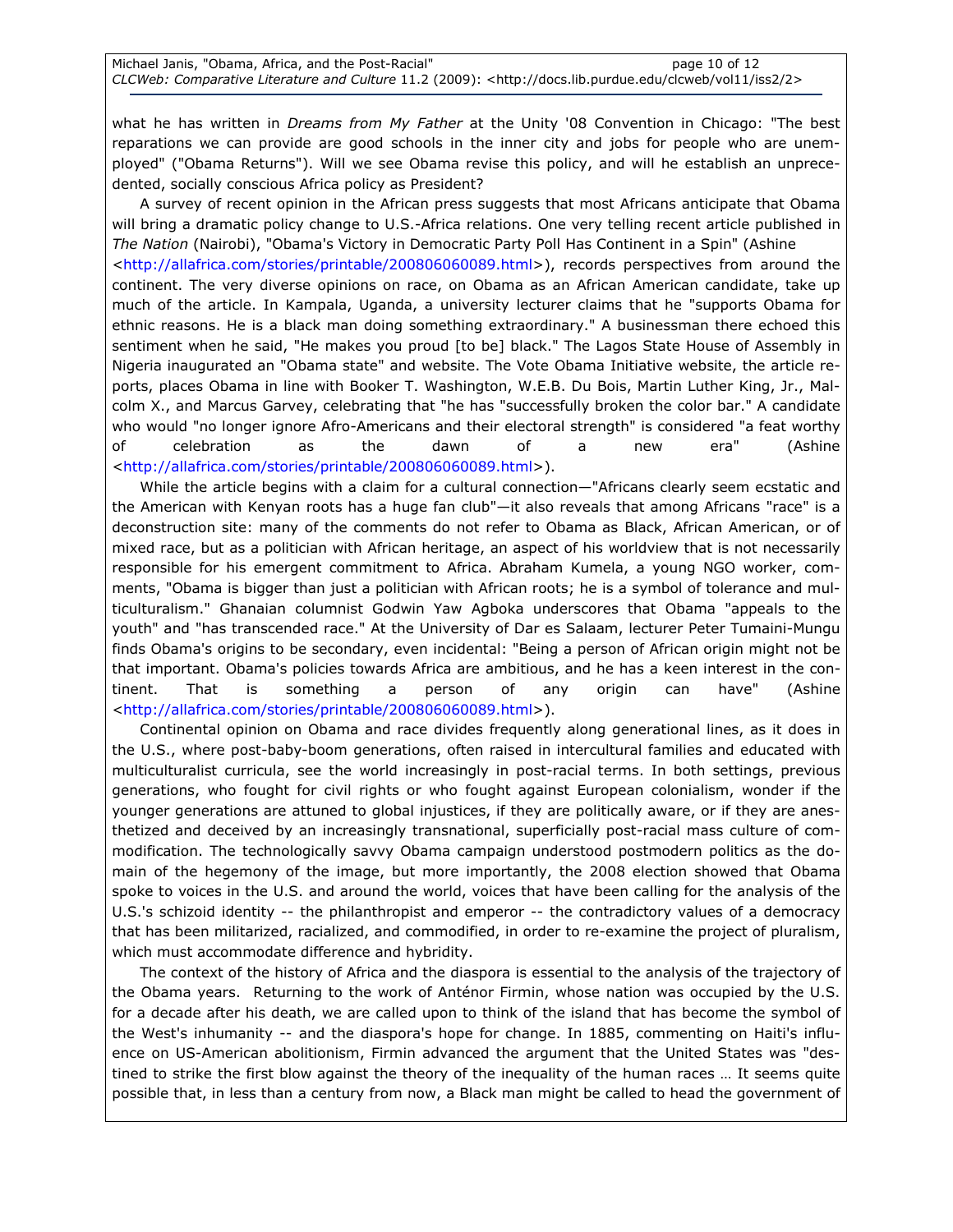what he has written in *Dreams from My Father* at the Unity '08 Convention in Chicago: "The best reparations we can provide are good schools in the inner city and jobs for people who are unemployed" ("Obama Returns"). Will we see Obama revise this policy, and will he establish an unprecedented, socially conscious Africa policy as President?

A survey of recent opinion in the African press suggests that most Africans anticipate that Obama will bring a dramatic policy change to U.S.-Africa relations. One very telling recent article published in *The Nation* (Nairobi), "Obama's Victory in Democratic Party Poll Has Continent in a Spin" (Ashine <http://allafrica.com/stories/printable/200806060089.html>), records perspectives from around the continent. The very diverse opinions on race, on Obama as an African American candidate, take up much of the article. In Kampala, Uganda, a university lecturer claims that he "supports Obama for ethnic reasons. He is a black man doing something extraordinary." A businessman there echoed this sentiment when he said, "He makes you proud [to be] black." The Lagos State House of Assembly in Nigeria inaugurated an "Obama state" and website. The Vote Obama Initiative website, the article reports, places Obama in line with Booker T. Washington, W.E.B. Du Bois, Martin Luther King, Jr., Malcolm X., and Marcus Garvey, celebrating that "he has "successfully broken the color bar." A candidate who would "no longer ignore Afro-Americans and their electoral strength" is considered "a feat worthy of celebration as the dawn of a new era" (Ashine <http://allafrica.com/stories/printable/200806060089.html>).

While the article begins with a claim for a cultural connection—"Africans clearly seem ecstatic and the American with Kenyan roots has a huge fan club"—it also reveals that among Africans "race" is a deconstruction site: many of the comments do not refer to Obama as Black, African American, or of mixed race, but as a politician with African heritage, an aspect of his worldview that is not necessarily responsible for his emergent commitment to Africa. Abraham Kumela, a young NGO worker, comments, "Obama is bigger than just a politician with African roots; he is a symbol of tolerance and multiculturalism." Ghanaian columnist Godwin Yaw Agboka underscores that Obama "appeals to the youth" and "has transcended race." At the University of Dar es Salaam, lecturer Peter Tumaini-Mungu finds Obama's origins to be secondary, even incidental: "Being a person of African origin might not be that important. Obama's policies towards Africa are ambitious, and he has a keen interest in the continent. That is something a person of any origin can have" (Ashine <http://allafrica.com/stories/printable/200806060089.html>).

Continental opinion on Obama and race divides frequently along generational lines, as it does in the U.S., where post-baby-boom generations, often raised in intercultural families and educated with multiculturalist curricula, see the world increasingly in post-racial terms. In both settings, previous generations, who fought for civil rights or who fought against European colonialism, wonder if the younger generations are attuned to global injustices, if they are politically aware, or if they are anesthetized and deceived by an increasingly transnational, superficially post-racial mass culture of commodification. The technologically savvy Obama campaign understood postmodern politics as the domain of the hegemony of the image, but more importantly, the 2008 election showed that Obama spoke to voices in the U.S. and around the world, voices that have been calling for the analysis of the U.S.'s schizoid identity -- the philanthropist and emperor -- the contradictory values of a democracy that has been militarized, racialized, and commodified, in order to re-examine the project of pluralism, which must accommodate difference and hybridity.

The context of the history of Africa and the diaspora is essential to the analysis of the trajectory of the Obama years. Returning to the work of Anténor Firmin, whose nation was occupied by the U.S. for a decade after his death, we are called upon to think of the island that has become the symbol of the West's inhumanity -- and the diaspora's hope for change. In 1885, commenting on Haiti's influence on US-American abolitionism, Firmin advanced the argument that the United States was "destined to strike the first blow against the theory of the inequality of the human races … It seems quite possible that, in less than a century from now, a Black man might be called to head the government of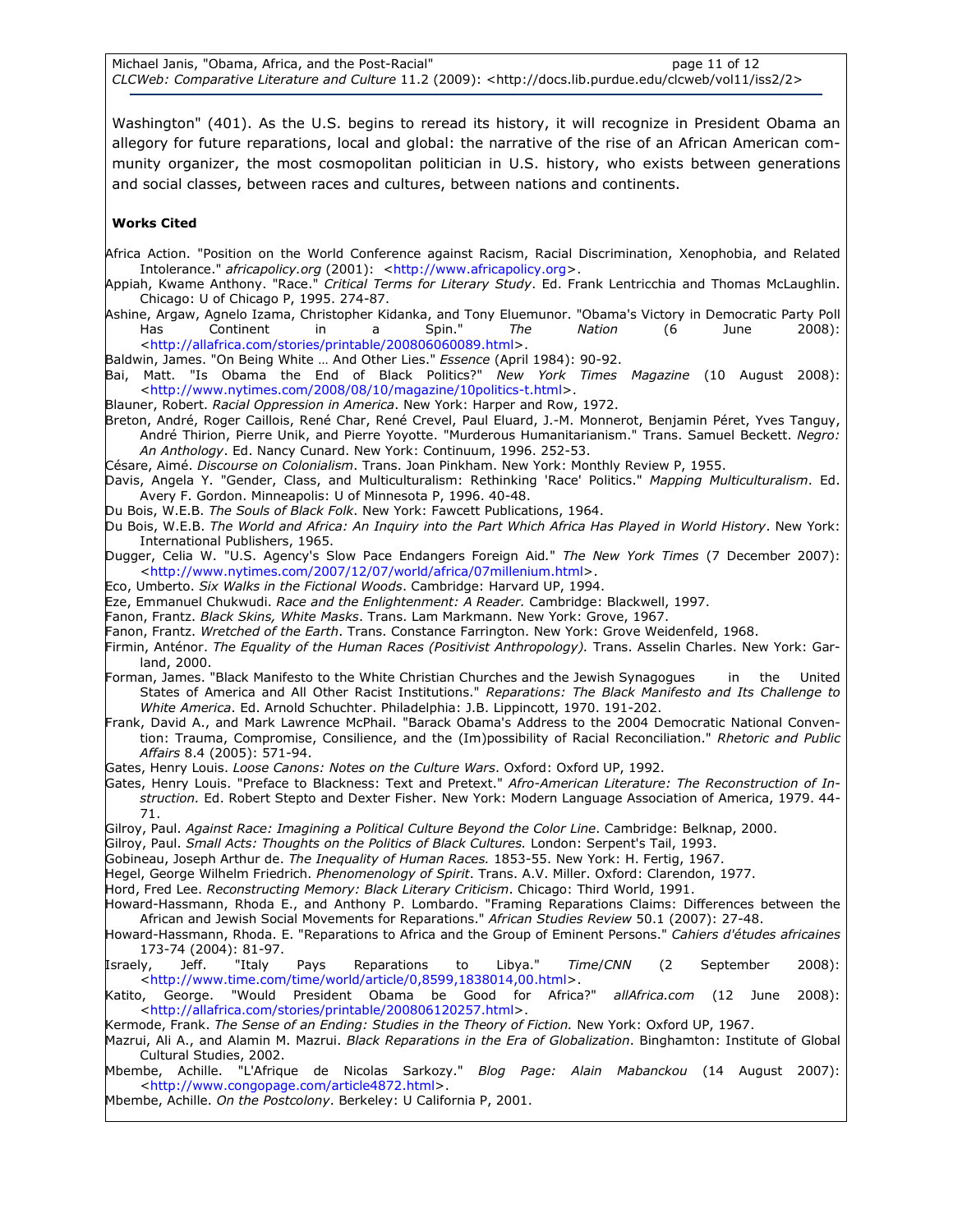Washington" (401). As the U.S. begins to reread its history, it will recognize in President Obama an allegory for future reparations, local and global: the narrative of the rise of an African American community organizer, the most cosmopolitan politician in U.S. history, who exists between generations and social classes, between races and cultures, between nations and continents.

**Works Cited**

Africa Action. "Position on the World Conference against Racism, Racial Discrimination, Xenophobia, and Related Intolerance." *africapolicy.org* (2001): <http://www.africapolicy.org>.

Appiah, Kwame Anthony. "Race." *Critical Terms for Literary Study*. Ed. Frank Lentricchia and Thomas McLaughlin. Chicago: U of Chicago P, 1995. 274-87.

Ashine, Argaw, Agnelo Izama, Christopher Kidanka, and Tony Eluemunor. "Obama's Victory in Democratic Party Poll Has Continent in a Spin." *The Nation* (6 June 2008): <http://allafrica.com/stories/printable/200806060089.html>.

Baldwin, James. "On Being White … And Other Lies." *Essence* (April 1984): 90-92.

Bai, Matt. "Is Obama the End of Black Politics?" *New York Times Magazine* (10 August 2008): <http://www.nytimes.com/2008/08/10/magazine/10politics-t.html>.

Blauner, Robert. *Racial Oppression in America*. New York: Harper and Row, 1972.

Breton, André, Roger Caillois, René Char, René Crevel, Paul Eluard, J.-M. Monnerot, Benjamin Péret, Yves Tanguy, André Thirion, Pierre Unik, and Pierre Yoyotte. "Murderous Humanitarianism." Trans. Samuel Beckett. *Negro: An Anthology*. Ed. Nancy Cunard. New York: Continuum, 1996. 252-53.

Césare, Aimé. *Discourse on Colonialism*. Trans. Joan Pinkham. New York: Monthly Review P, 1955.

Davis, Angela Y. "Gender, Class, and Multiculturalism: Rethinking 'Race' Politics." *Mapping Multiculturalism*. Ed. Avery F. Gordon. Minneapolis: U of Minnesota P, 1996. 40-48.

Du Bois, W.E.B. *The Souls of Black Folk*. New York: Fawcett Publications, 1964.

Du Bois, W.E.B. *The World and Africa: An Inquiry into the Part Which Africa Has Played in World History*. New York: International Publishers, 1965.

Dugger, Celia W. "U.S. Agency's Slow Pace Endangers Foreign Aid." *The New York Times* (7 December 2007): <http://www.nytimes.com/2007/12/07/world/africa/07millenium.html>.

Eco, Umberto. *Six Walks in the Fictional Woods*. Cambridge: Harvard UP, 1994.

Eze, Emmanuel Chukwudi. *Race and the Enlightenment: A Reader.* Cambridge: Blackwell, 1997.

Fanon, Frantz. *Black Skins, White Masks*. Trans. Lam Markmann. New York: Grove, 1967.

Fanon, Frantz. *Wretched of the Earth*. Trans. Constance Farrington. New York: Grove Weidenfeld, 1968.

Firmin, Anténor. *The Equality of the Human Races (Positivist Anthropology).* Trans. Asselin Charles. New York: Garland, 2000.

Forman, James. "Black Manifesto to the White Christian Churches and the Jewish Synagogues in the United States of America and All Other Racist Institutions." *Reparations: The Black Manifesto and Its Challenge to White America*. Ed. Arnold Schuchter. Philadelphia: J.B. Lippincott, 1970. 191-202.

Frank, David A., and Mark Lawrence McPhail. "Barack Obama's Address to the 2004 Democratic National Convention: Trauma, Compromise, Consilience, and the (Im)possibility of Racial Reconciliation." *Rhetoric and Public Affairs* 8.4 (2005): 571-94.

Gates, Henry Louis. *Loose Canons: Notes on the Culture Wars*. Oxford: Oxford UP, 1992.

Gates, Henry Louis. "Preface to Blackness: Text and Pretext." *Afro-American Literature: The Reconstruction of Instruction.* Ed. Robert Stepto and Dexter Fisher. New York: Modern Language Association of America, 1979. 44-71.

Gilroy, Paul. *Against Race: Imagining a Political Culture Beyond the Color Line*. Cambridge: Belknap, 2000.

Gilroy, Paul. *Small Acts: Thoughts on the Politics of Black Cultures.* London: Serpent's Tail, 1993.

Gobineau, Joseph Arthur de. *The Inequality of Human Races.* 1853-55. New York: H. Fertig, 1967.

Hegel, George Wilhelm Friedrich. *Phenomenology of Spirit*. Trans. A.V. Miller. Oxford: Clarendon, 1977.

Hord, Fred Lee. *Reconstructing Memory: Black Literary Criticism*. Chicago: Third World, 1991.

Howard-Hassmann, Rhoda E., and Anthony P. Lombardo. "Framing Reparations Claims: Differences between the African and Jewish Social Movements for Reparations." *African Studies Review* 50.1 (2007): 27-48.

Howard-Hassmann, Rhoda. E. "Reparations to Africa and the Group of Eminent Persons." *Cahiers d'études africaines* 173-74 (2004): 81-97.

Israely, Jeff. "Italy Pays Reparations to Libya." *Time/CNN* (2 September 2008): <http://www.time.com/time/world/article/0,8599,1838014,00.html>.

Katito, George. "Would President Obama be Good for Africa?" *allAfrica.com* (12 June 2008): <http://allafrica.com/stories/printable/200806120257.html>.

Kermode, Frank. *The Sense of an Ending: Studies in the Theory of Fiction.* New York: Oxford UP, 1967.

Mazrui, Ali A., and Alamin M. Mazrui. *Black Reparations in the Era of Globalization*. Binghamton: Institute of Global Cultural Studies, 2002.

Mbembe, Achille. "L'Afrique de Nicolas Sarkozy." *Blog Page: Alain Mabanckou* (14 August 2007): <http://www.congopage.com/article4872.html>.

Mbembe, Achille. *On the Postcolony*. Berkeley: U California P, 2001.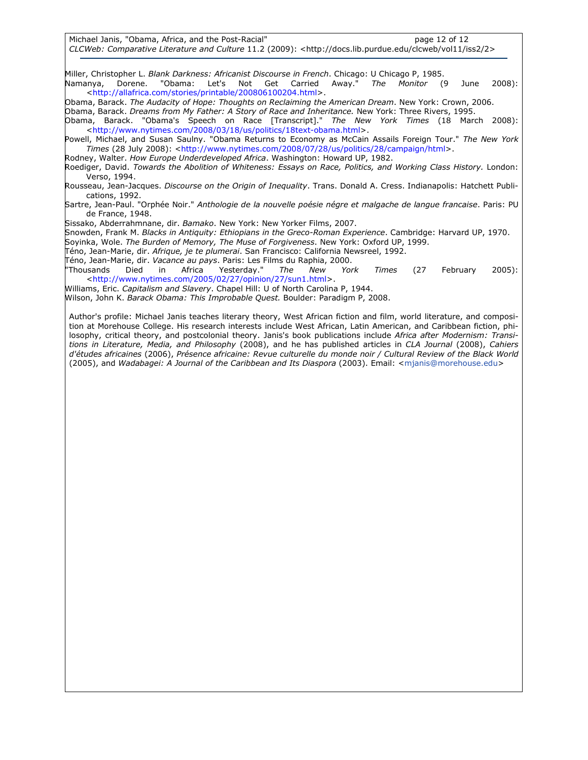Miller, Christopher L. *Blank Darkness: Africanist Discourse in French*. Chicago: U Chicago P, 1985.

Namanya, Dorene. "Obama: Let's Not Get Carried Away." *The Monitor* (9 June 2008): <http://allafrica.com/stories/printable/200806100204.html>.

Obama, Barack. *The Audacity of Hope: Thoughts on Reclaiming the American Dream*. New York: Crown, 2006.

Obama, Barack. *Dreams from My Father: A Story of Race and Inheritance.* New York: Three Rivers, 1995.

Obama, Barack. "Obama's Speech on Race [Transcript]." *The New York Times* (18 March 2008): <http://www.nytimes.com/2008/03/18/us/politics/18text-obama.html>.

Powell, Michael, and Susan Saulny. "Obama Returns to Economy as McCain Assails Foreign Tour." *The New York Times* (28 July 2008): <http://www.nytimes.com/2008/07/28/us/politics/28/campaign/html>.

Rodney, Walter. *How Europe Underdeveloped Africa*. Washington: Howard UP, 1982.

Roediger, David. *Towards the Abolition of Whiteness: Essays on Race, Politics, and Working Class History.* London: Verso, 1994.

Rousseau, Jean-Jacques. *Discourse on the Origin of Inequality*. Trans. Donald A. Cress. Indianapolis: Hatchett Publications, 1992.

Sartre, Jean-Paul. "Orphée Noir." *Anthologie de la nouvelle poésie négre et malgache de langue francaise*. Paris: PU de France, 1948.

Sissako, Abderrahmnane, dir. *Bamako*. New York: New Yorker Films, 2007.

Snowden, Frank M. *Blacks in Antiquity: Ethiopians in the Greco-Roman Experience*. Cambridge: Harvard UP, 1970.

Soyinka, Wole. *The Burden of Memory, The Muse of Forgiveness*. New York: Oxford UP, 1999.

Téno, Jean-Marie, dir. *Afrique, je te plumerai*. San Francisco: California Newsreel, 1992.

Téno, Jean-Marie, dir. *Vacance au pays*. Paris: Les Films du Raphia, 2000.

"Thousands Died in Africa Yesterday." *The New York Times* (27 February 2005): <http://www.nytimes.com/2005/02/27/opinion/27/sun1.html>.

Williams, Eric. *Capitalism and Slavery*. Chapel Hill: U of North Carolina P, 1944.

Wilson, John K. *Barack Obama: This Improbable Quest.* Boulder: Paradigm P, 2008.

Author's profile: Michael Janis teaches literary theory, West African fiction and film, world literature, and composition at Morehouse College. His research interests include West African, Latin American, and Caribbean fiction, philosophy, critical theory, and postcolonial theory. Janis's book publications include *Africa after Modernism: Transitions in Literature, Media, and Philosophy* (2008), and he has published articles in *CLA Journal* (2008), *Cahiers d'études africaines* (2006), *Présence africaine: Revue culturelle du monde noir / Cultural Review of the Black World* (2005), and *Wadabagei: A Journal of the Caribbean and Its Diaspora* (2003). Email: <mjanis@morehouse.edu>